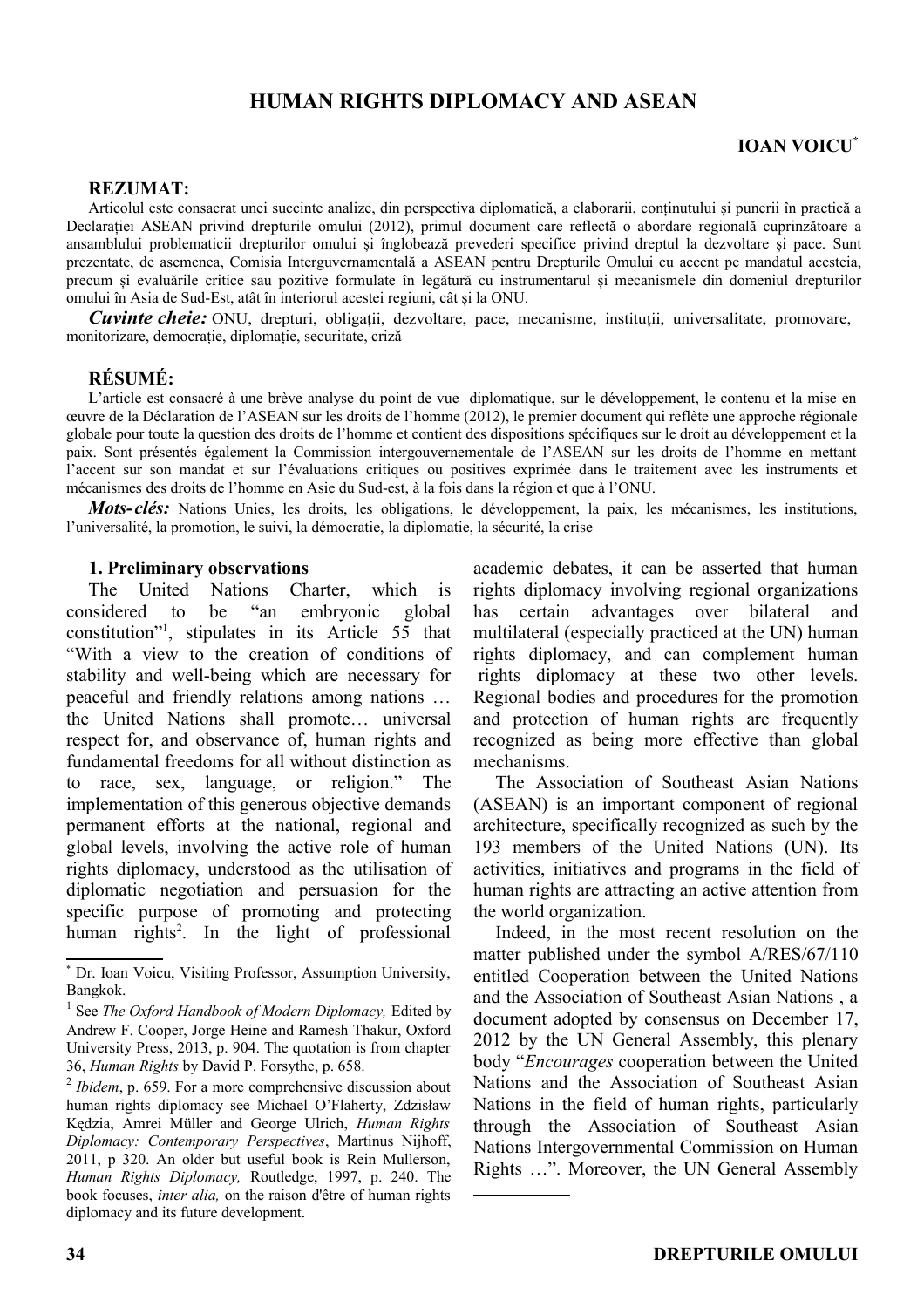# HUMAN RIGHTS DIPLOMACY AND ASEAN

**IOAN VOICU**[*]

**REZUMAT:**

Articolul este consacrat unei succinte analize, din perspectiva diplomatică, a elaborarii, conținutului și punerii în practică a Declarației ASEAN privind drepturile omului (2012), primul document care reflectă o abordare regională cuprinzătoare a ansamblului problematicii drepturilor omului și înglobează prevederi specifice privind dreptul la dezvoltare și pace. Sunt prezentate, de asemenea, Comisia Interguvernamentală a ASEAN pentru Drepturile Omului cu accent pe mandatul acesteia, precum și evaluările critice sau pozitive formulate în legătură cu instrumentarul și mecanismele din domeniul drepturilor omului în Asia de Sud-Est, atât în interiorul acestei regiuni, cât și la ONU.

***Cuvinte cheie:*** ONU, drepturi, obligații, dezvoltare, pace, mecanisme, instituții, universalitate, promovare, monitorizare, democrație, diplomație, securitate, criză

**RÉSUMÉ:**

L'article est consacré à une brève analyse du point de vue diplomatique, sur le développement, le contenu et la mise en œuvre de la Déclaration de l'ASEAN sur les droits de l'homme (2012), le premier document qui reflète une approche régionale globale pour toute la question des droits de l'homme et contient des dispositions spécifiques sur le droit au développement et la paix. Sont présentés également la Commission intergouvernementale de l'ASEAN sur les droits de l'homme en mettant l'accent sur son mandat et sur l'évaluations critiques ou positives exprimée dans le traitement avec les instruments et mécanismes des droits de l'homme en Asie du Sud-est, à la fois dans la région et que à l'ONU.

***Mots-clés:*** Nations Unies, les droits, les obligations, le développement, la paix, les mécanismes, les institutions, l'universalité, la promotion, le suivi, la démocratie, la diplomatie, la sécurité, la crise

## 1. Preliminary observations

The United Nations Charter, which is considered to be "an embryonic global constitution"[1], stipulates in its Article 55 that "With a view to the creation of conditions of stability and well-being which are necessary for peaceful and friendly relations among nations … the United Nations shall promote… universal respect for, and observance of, human rights and fundamental freedoms for all without distinction as to race, sex, language, or religion." The implementation of this generous objective demands permanent efforts at the national, regional and global levels, involving the active role of human rights diplomacy, understood as the utilisation of diplomatic negotiation and persuasion for the specific purpose of promoting and protecting human rights[2]. In the light of professional academic debates, it can be asserted that human rights diplomacy involving regional organizations has certain advantages over bilateral and multilateral (especially practiced at the UN) human rights diplomacy, and can complement human rights diplomacy at these two other levels. Regional bodies and procedures for the promotion and protection of human rights are frequently recognized as being more effective than global mechanisms.

The Association of Southeast Asian Nations (ASEAN) is an important component of regional architecture, specifically recognized as such by the 193 members of the United Nations (UN). Its activities, initiatives and programs in the field of human rights are attracting an active attention from the world organization.

Indeed, in the most recent resolution on the matter published under the symbol A/RES/67/110 entitled Cooperation between the United Nations and the Association of Southeast Asian Nations , a document adopted by consensus on December 17, 2012 by the UN General Assembly, this plenary body "*Encourages* cooperation between the United Nations and the Association of Southeast Asian Nations in the field of human rights, particularly through the Association of Southeast Asian Nations Intergovernmental Commission on Human Rights …". Moreover, the UN General Assembly

---

[*] Dr. Ioan Voicu, Visiting Professor, Assumption University, Bangkok.

[1] See *The Oxford Handbook of Modern Diplomacy,* Edited by Andrew F. Cooper, Jorge Heine and Ramesh Thakur, Oxford University Press, 2013, p. 904. The quotation is from chapter 36, *Human Rights* by David P. Forsythe, p. 658.

[2] *Ibidem*, p. 659. For a more comprehensive discussion about human rights diplomacy see Michael O'Flaherty, Zdzisław Kędzia, Amrei Müller and George Ulrich, *Human Rights Diplomacy: Contemporary Perspectives*, Martinus Nijhoff, 2011, p 320. An older but useful book is Rein Mullerson, *Human Rights Diplomacy,* Routledge, 1997, p. 240. The book focuses, *inter alia,* on the raison d'être of human rights diplomacy and its future development.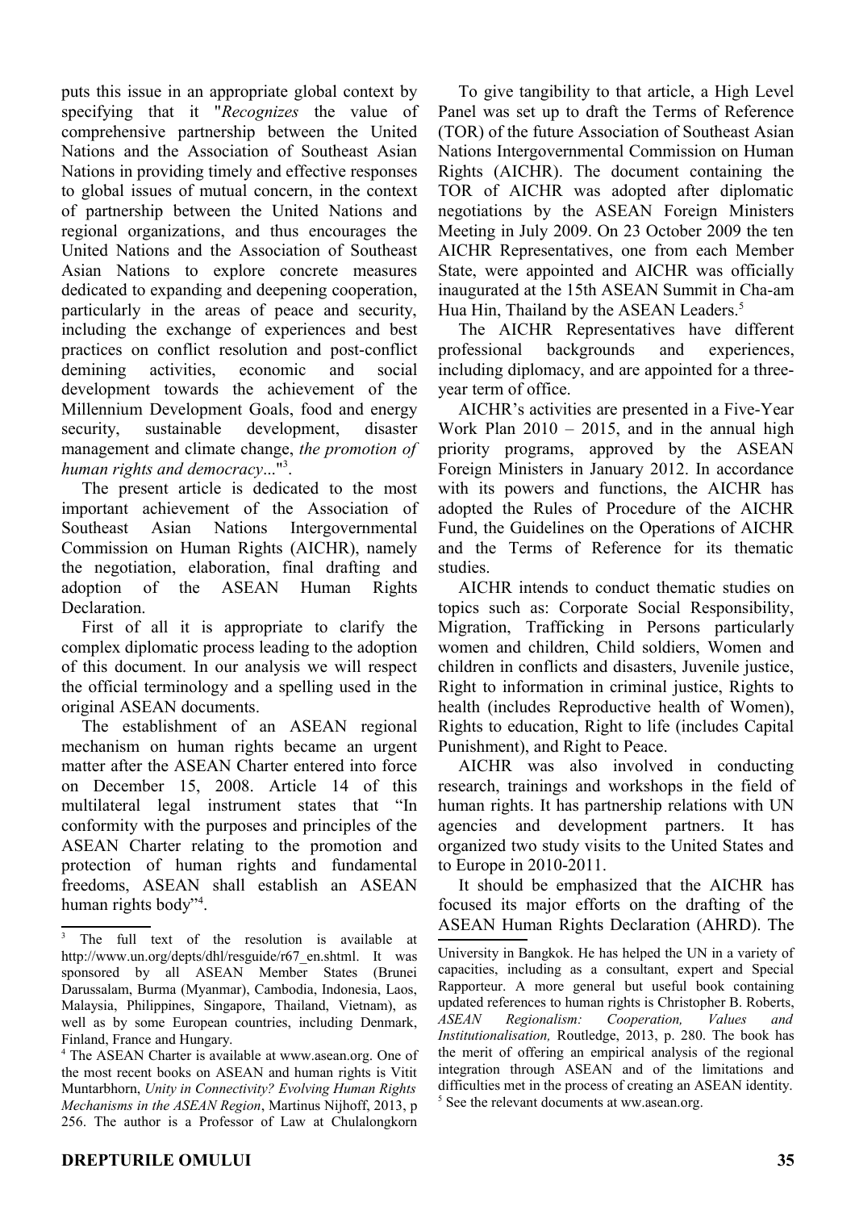puts this issue in an appropriate global context by specifying that it "*Recognizes* the value of comprehensive partnership between the United Nations and the Association of Southeast Asian Nations in providing timely and effective responses to global issues of mutual concern, in the context of partnership between the United Nations and regional organizations, and thus encourages the United Nations and the Association of Southeast Asian Nations to explore concrete measures dedicated to expanding and deepening cooperation, particularly in the areas of peace and security, including the exchange of experiences and best practices on conflict resolution and post-conflict demining activities, economic and social development towards the achievement of the Millennium Development Goals, food and energy security, sustainable development, disaster management and climate change, *the promotion of human rights and democracy*..."[3].

The present article is dedicated to the most important achievement of the Association of Southeast Asian Nations Intergovernmental Commission on Human Rights (AICHR), namely the negotiation, elaboration, final drafting and adoption of the ASEAN Human Rights Declaration.

First of all it is appropriate to clarify the complex diplomatic process leading to the adoption of this document. In our analysis we will respect the official terminology and a spelling used in the original ASEAN documents.

The establishment of an ASEAN regional mechanism on human rights became an urgent matter after the ASEAN Charter entered into force on December 15, 2008. Article 14 of this multilateral legal instrument states that "In conformity with the purposes and principles of the ASEAN Charter relating to the promotion and protection of human rights and fundamental freedoms, ASEAN shall establish an ASEAN human rights body"[4].

To give tangibility to that article, a High Level Panel was set up to draft the Terms of Reference (TOR) of the future Association of Southeast Asian Nations Intergovernmental Commission on Human Rights (AICHR). The document containing the TOR of AICHR was adopted after diplomatic negotiations by the ASEAN Foreign Ministers Meeting in July 2009. On 23 October 2009 the ten AICHR Representatives, one from each Member State, were appointed and AICHR was officially inaugurated at the 15th ASEAN Summit in Cha-am Hua Hin, Thailand by the ASEAN Leaders.[5]

The AICHR Representatives have different professional backgrounds and experiences, including diplomacy, and are appointed for a three-year term of office.

AICHR's activities are presented in a Five-Year Work Plan 2010 – 2015, and in the annual high priority programs, approved by the ASEAN Foreign Ministers in January 2012. In accordance with its powers and functions, the AICHR has adopted the Rules of Procedure of the AICHR Fund, the Guidelines on the Operations of AICHR and the Terms of Reference for its thematic studies.

AICHR intends to conduct thematic studies on topics such as: Corporate Social Responsibility, Migration, Trafficking in Persons particularly women and children, Child soldiers, Women and children in conflicts and disasters, Juvenile justice, Right to information in criminal justice, Rights to health (includes Reproductive health of Women), Rights to education, Right to life (includes Capital Punishment), and Right to Peace.

AICHR was also involved in conducting research, trainings and workshops in the field of human rights. It has partnership relations with UN agencies and development partners. It has organized two study visits to the United States and to Europe in 2010-2011.

It should be emphasized that the AICHR has focused its major efforts on the drafting of the ASEAN Human Rights Declaration (AHRD). The

---

[3] The full text of the resolution is available at http://www.un.org/depts/dhl/resguide/r67_en.shtml. It was sponsored by all ASEAN Member States (Brunei Darussalam, Burma (Myanmar), Cambodia, Indonesia, Laos, Malaysia, Philippines, Singapore, Thailand, Vietnam), as well as by some European countries, including Denmark, Finland, France and Hungary.

[4] The ASEAN Charter is available at www.asean.org. One of the most recent books on ASEAN and human rights is Vitit Muntarbhorn, *Unity in Connectivity? Evolving Human Rights Mechanisms in the ASEAN Region*, Martinus Nijhoff, 2013, p 256. The author is a Professor of Law at Chulalongkorn University in Bangkok. He has helped the UN in a variety of capacities, including as a consultant, expert and Special Rapporteur. A more general but useful book containing updated references to human rights is Christopher B. Roberts, *ASEAN Regionalism: Cooperation, Values and Institutionalisation,* Routledge, 2013, p. 280. The book has the merit of offering an empirical analysis of the regional integration through ASEAN and of the limitations and difficulties met in the process of creating an ASEAN identity.

[5] See the relevant documents at ww.asean.org.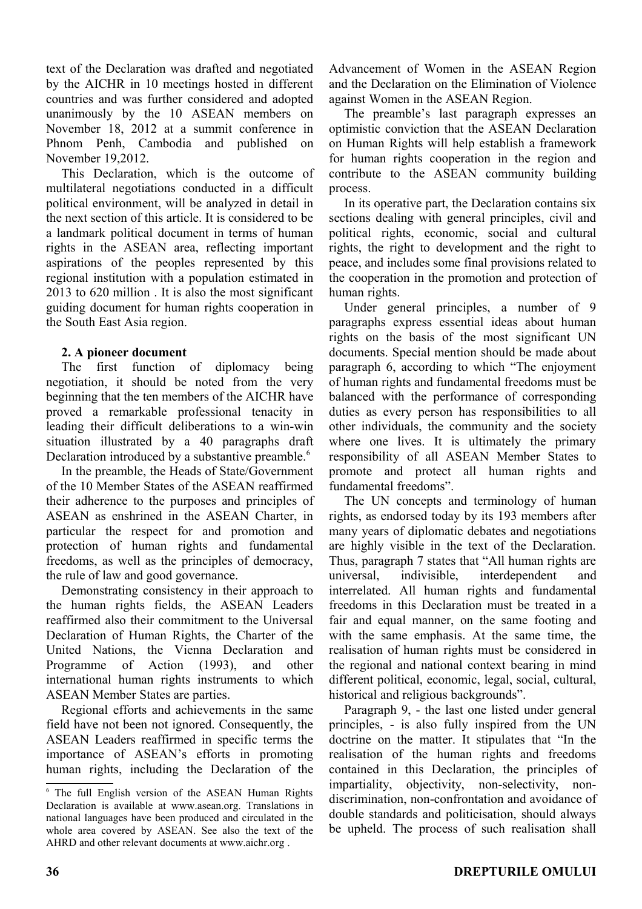text of the Declaration was drafted and negotiated by the AICHR in 10 meetings hosted in different countries and was further considered and adopted unanimously by the 10 ASEAN members on November 18, 2012 at a summit conference in Phnom Penh, Cambodia and published on November 19,2012.

This Declaration, which is the outcome of multilateral negotiations conducted in a difficult political environment, will be analyzed in detail in the next section of this article. It is considered to be a landmark political document in terms of human rights in the ASEAN area, reflecting important aspirations of the peoples represented by this regional institution with a population estimated in 2013 to 620 million . It is also the most significant guiding document for human rights cooperation in the South East Asia region.

## 2. A pioneer document

The first function of diplomacy being negotiation, it should be noted from the very beginning that the ten members of the AICHR have proved a remarkable professional tenacity in leading their difficult deliberations to a win-win situation illustrated by a 40 paragraphs draft Declaration introduced by a substantive preamble.[6]

In the preamble, the Heads of State/Government of the 10 Member States of the ASEAN reaffirmed their adherence to the purposes and principles of ASEAN as enshrined in the ASEAN Charter, in particular the respect for and promotion and protection of human rights and fundamental freedoms, as well as the principles of democracy, the rule of law and good governance.

Demonstrating consistency in their approach to the human rights fields, the ASEAN Leaders reaffirmed also their commitment to the Universal Declaration of Human Rights, the Charter of the United Nations, the Vienna Declaration and Programme of Action (1993), and other international human rights instruments to which ASEAN Member States are parties.

Regional efforts and achievements in the same field have not been not ignored. Consequently, the ASEAN Leaders reaffirmed in specific terms the importance of ASEAN's efforts in promoting human rights, including the Declaration of the Advancement of Women in the ASEAN Region and the Declaration on the Elimination of Violence against Women in the ASEAN Region.

The preamble's last paragraph expresses an optimistic conviction that the ASEAN Declaration on Human Rights will help establish a framework for human rights cooperation in the region and contribute to the ASEAN community building process.

In its operative part, the Declaration contains six sections dealing with general principles, civil and political rights, economic, social and cultural rights, the right to development and the right to peace, and includes some final provisions related to the cooperation in the promotion and protection of human rights.

Under general principles, a number of 9 paragraphs express essential ideas about human rights on the basis of the most significant UN documents. Special mention should be made about paragraph 6, according to which "The enjoyment of human rights and fundamental freedoms must be balanced with the performance of corresponding duties as every person has responsibilities to all other individuals, the community and the society where one lives. It is ultimately the primary responsibility of all ASEAN Member States to promote and protect all human rights and fundamental freedoms".

The UN concepts and terminology of human rights, as endorsed today by its 193 members after many years of diplomatic debates and negotiations are highly visible in the text of the Declaration. Thus, paragraph 7 states that "All human rights are universal, indivisible, interdependent and interrelated. All human rights and fundamental freedoms in this Declaration must be treated in a fair and equal manner, on the same footing and with the same emphasis. At the same time, the realisation of human rights must be considered in the regional and national context bearing in mind different political, economic, legal, social, cultural, historical and religious backgrounds".

Paragraph 9, - the last one listed under general principles, - is also fully inspired from the UN doctrine on the matter. It stipulates that "In the realisation of the human rights and freedoms contained in this Declaration, the principles of impartiality, objectivity, non-selectivity, non-discrimination, non-confrontation and avoidance of double standards and politicisation, should always be upheld. The process of such realisation shall

---

[6] The full English version of the ASEAN Human Rights Declaration is available at www.asean.org. Translations in national languages have been produced and circulated in the whole area covered by ASEAN. See also the text of the AHRD and other relevant documents at www.aichr.org .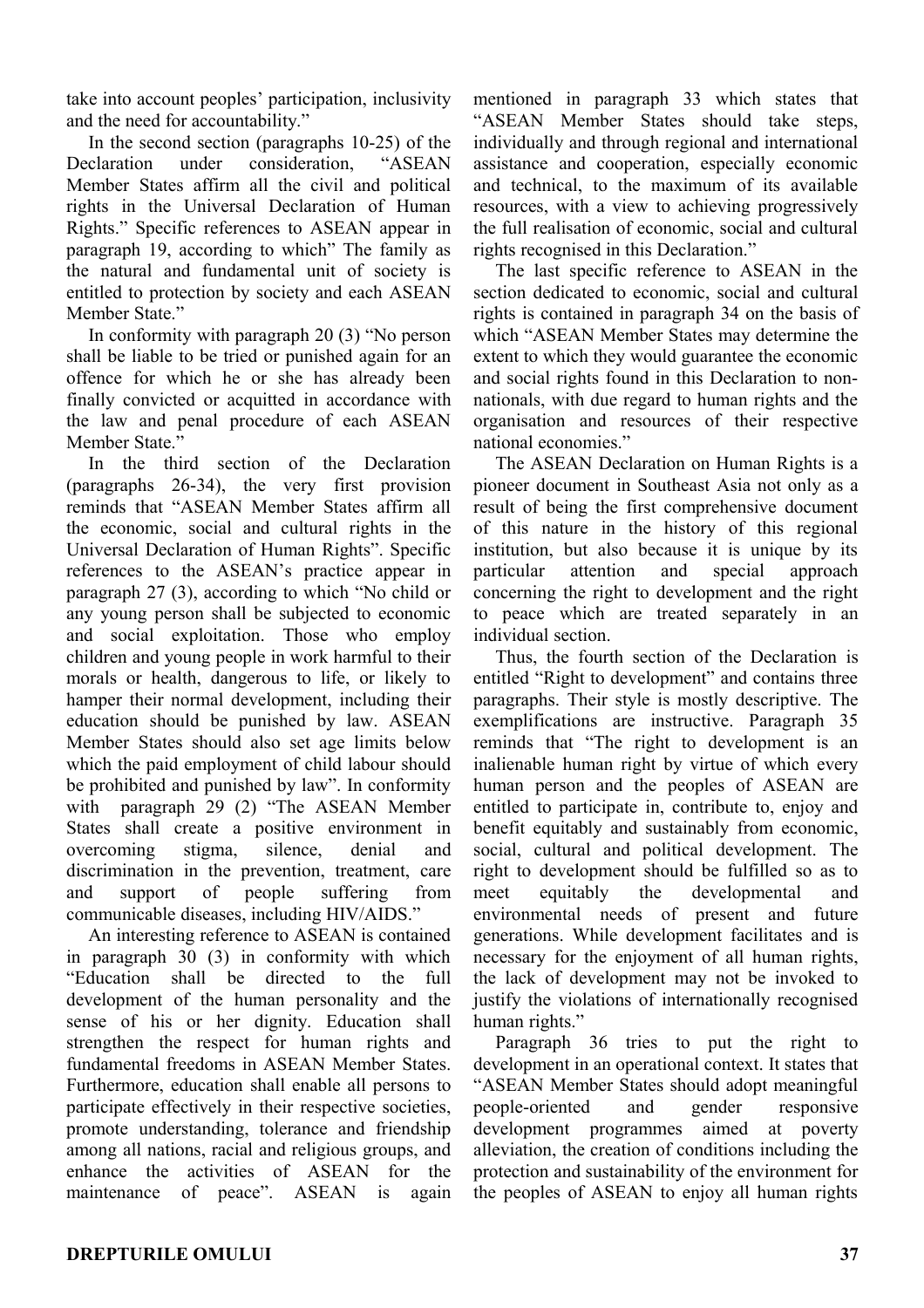take into account peoples' participation, inclusivity and the need for accountability."

In the second section (paragraphs 10-25) of the Declaration under consideration, "ASEAN Member States affirm all the civil and political rights in the Universal Declaration of Human Rights." Specific references to ASEAN appear in paragraph 19, according to which" The family as the natural and fundamental unit of society is entitled to protection by society and each ASEAN Member State."

In conformity with paragraph 20 (3) "No person shall be liable to be tried or punished again for an offence for which he or she has already been finally convicted or acquitted in accordance with the law and penal procedure of each ASEAN Member State."

In the third section of the Declaration (paragraphs 26-34), the very first provision reminds that "ASEAN Member States affirm all the economic, social and cultural rights in the Universal Declaration of Human Rights". Specific references to the ASEAN's practice appear in paragraph 27 (3), according to which "No child or any young person shall be subjected to economic and social exploitation. Those who employ children and young people in work harmful to their morals or health, dangerous to life, or likely to hamper their normal development, including their education should be punished by law. ASEAN Member States should also set age limits below which the paid employment of child labour should be prohibited and punished by law". In conformity with paragraph 29 (2) "The ASEAN Member States shall create a positive environment in overcoming stigma, silence, denial and discrimination in the prevention, treatment, care and support of people suffering from communicable diseases, including HIV/AIDS."

An interesting reference to ASEAN is contained in paragraph 30 (3) in conformity with which "Education shall be directed to the full development of the human personality and the sense of his or her dignity. Education shall strengthen the respect for human rights and fundamental freedoms in ASEAN Member States. Furthermore, education shall enable all persons to participate effectively in their respective societies, promote understanding, tolerance and friendship among all nations, racial and religious groups, and enhance the activities of ASEAN for the maintenance of peace". ASEAN is again mentioned in paragraph 33 which states that "ASEAN Member States should take steps, individually and through regional and international assistance and cooperation, especially economic and technical, to the maximum of its available resources, with a view to achieving progressively the full realisation of economic, social and cultural rights recognised in this Declaration."

The last specific reference to ASEAN in the section dedicated to economic, social and cultural rights is contained in paragraph 34 on the basis of which "ASEAN Member States may determine the extent to which they would guarantee the economic and social rights found in this Declaration to non-nationals, with due regard to human rights and the organisation and resources of their respective national economies."

The ASEAN Declaration on Human Rights is a pioneer document in Southeast Asia not only as a result of being the first comprehensive document of this nature in the history of this regional institution, but also because it is unique by its particular attention and special approach concerning the right to development and the right to peace which are treated separately in an individual section.

Thus, the fourth section of the Declaration is entitled "Right to development" and contains three paragraphs. Their style is mostly descriptive. The exemplifications are instructive. Paragraph 35 reminds that "The right to development is an inalienable human right by virtue of which every human person and the peoples of ASEAN are entitled to participate in, contribute to, enjoy and benefit equitably and sustainably from economic, social, cultural and political development. The right to development should be fulfilled so as to meet equitably the developmental and environmental needs of present and future generations. While development facilitates and is necessary for the enjoyment of all human rights, the lack of development may not be invoked to justify the violations of internationally recognised human rights."

Paragraph 36 tries to put the right to development in an operational context. It states that "ASEAN Member States should adopt meaningful people-oriented and gender responsive development programmes aimed at poverty alleviation, the creation of conditions including the protection and sustainability of the environment for the peoples of ASEAN to enjoy all human rights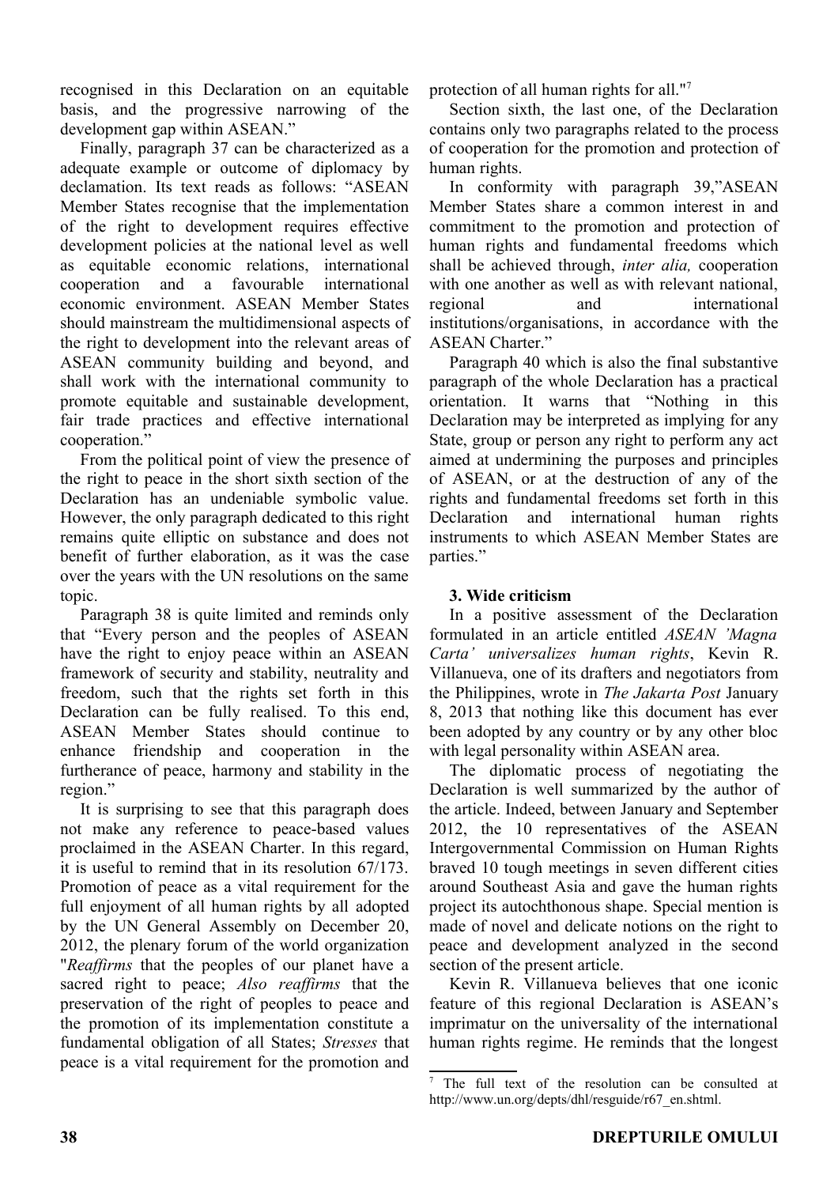recognised in this Declaration on an equitable basis, and the progressive narrowing of the development gap within ASEAN."

Finally, paragraph 37 can be characterized as a adequate example or outcome of diplomacy by declamation. Its text reads as follows: "ASEAN Member States recognise that the implementation of the right to development requires effective development policies at the national level as well as equitable economic relations, international cooperation and a favourable international economic environment. ASEAN Member States should mainstream the multidimensional aspects of the right to development into the relevant areas of ASEAN community building and beyond, and shall work with the international community to promote equitable and sustainable development, fair trade practices and effective international cooperation."

From the political point of view the presence of the right to peace in the short sixth section of the Declaration has an undeniable symbolic value. However, the only paragraph dedicated to this right remains quite elliptic on substance and does not benefit of further elaboration, as it was the case over the years with the UN resolutions on the same topic.

Paragraph 38 is quite limited and reminds only that "Every person and the peoples of ASEAN have the right to enjoy peace within an ASEAN framework of security and stability, neutrality and freedom, such that the rights set forth in this Declaration can be fully realised. To this end, ASEAN Member States should continue to enhance friendship and cooperation in the furtherance of peace, harmony and stability in the region."

It is surprising to see that this paragraph does not make any reference to peace-based values proclaimed in the ASEAN Charter. In this regard, it is useful to remind that in its resolution 67/173. Promotion of peace as a vital requirement for the full enjoyment of all human rights by all adopted by the UN General Assembly on December 20, 2012, the plenary forum of the world organization "*Reaffirms* that the peoples of our planet have a sacred right to peace; *Also reaffirms* that the preservation of the right of peoples to peace and the promotion of its implementation constitute a fundamental obligation of all States; *Stresses* that peace is a vital requirement for the promotion and protection of all human rights for all."[7]

Section sixth, the last one, of the Declaration contains only two paragraphs related to the process of cooperation for the promotion and protection of human rights.

In conformity with paragraph 39,"ASEAN Member States share a common interest in and commitment to the promotion and protection of human rights and fundamental freedoms which shall be achieved through, *inter alia,* cooperation with one another as well as with relevant national, regional and international institutions/organisations, in accordance with the ASEAN Charter."

Paragraph 40 which is also the final substantive paragraph of the whole Declaration has a practical orientation. It warns that "Nothing in this Declaration may be interpreted as implying for any State, group or person any right to perform any act aimed at undermining the purposes and principles of ASEAN, or at the destruction of any of the rights and fundamental freedoms set forth in this Declaration and international human rights instruments to which ASEAN Member States are parties."

## 3. Wide criticism

In a positive assessment of the Declaration formulated in an article entitled *ASEAN 'Magna Carta' universalizes human rights*, Kevin R. Villanueva, one of its drafters and negotiators from the Philippines, wrote in *The Jakarta Post* January 8, 2013 that nothing like this document has ever been adopted by any country or by any other bloc with legal personality within ASEAN area.

The diplomatic process of negotiating the Declaration is well summarized by the author of the article. Indeed, between January and September 2012, the 10 representatives of the ASEAN Intergovernmental Commission on Human Rights braved 10 tough meetings in seven different cities around Southeast Asia and gave the human rights project its autochthonous shape. Special mention is made of novel and delicate notions on the right to peace and development analyzed in the second section of the present article.

Kevin R. Villanueva believes that one iconic feature of this regional Declaration is ASEAN's imprimatur on the universality of the international human rights regime. He reminds that the longest

[7] The full text of the resolution can be consulted at http://www.un.org/depts/dhl/resguide/r67_en.shtml.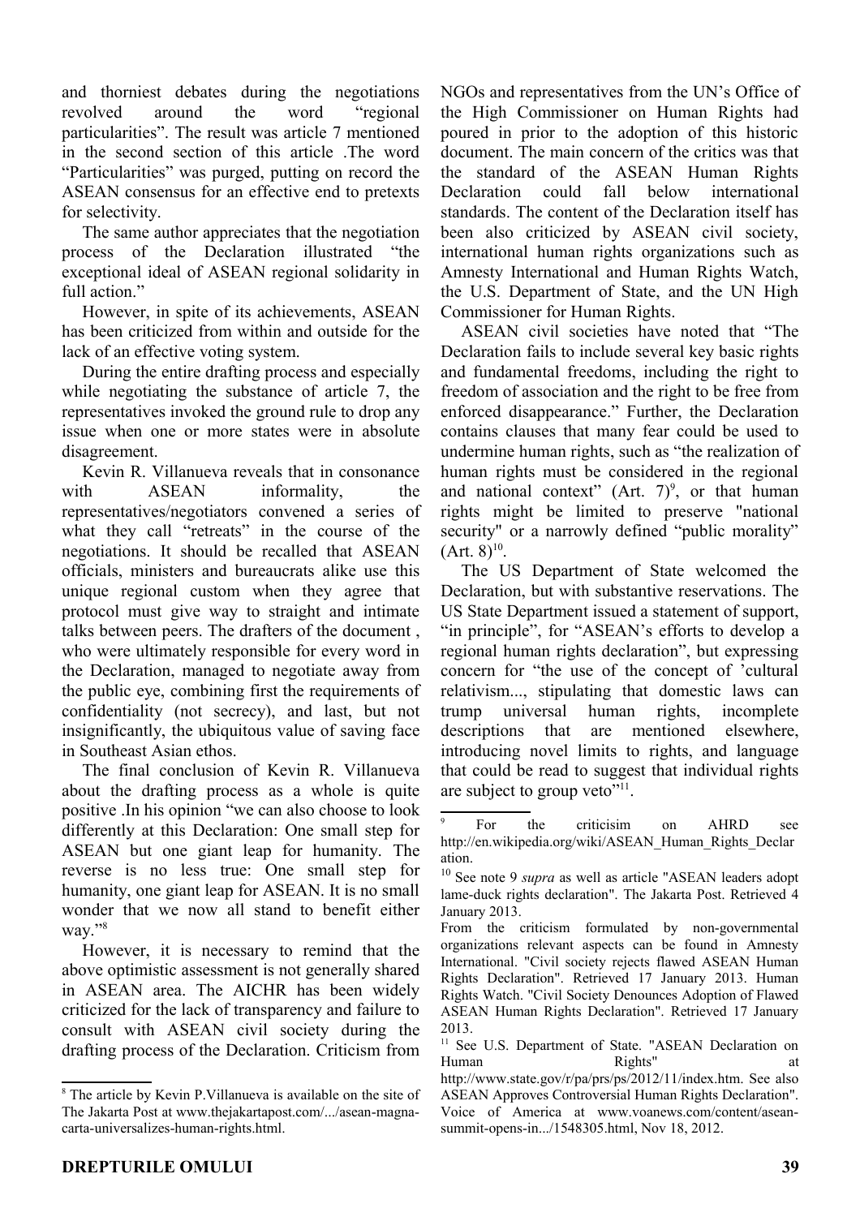and thorniest debates during the negotiations revolved around the word "regional particularities". The result was article 7 mentioned in the second section of this article .The word "Particularities" was purged, putting on record the ASEAN consensus for an effective end to pretexts for selectivity.

The same author appreciates that the negotiation process of the Declaration illustrated "the exceptional ideal of ASEAN regional solidarity in full action."

However, in spite of its achievements, ASEAN has been criticized from within and outside for the lack of an effective voting system.

During the entire drafting process and especially while negotiating the substance of article 7, the representatives invoked the ground rule to drop any issue when one or more states were in absolute disagreement.

Kevin R. Villanueva reveals that in consonance with ASEAN informality, the representatives/negotiators convened a series of what they call "retreats" in the course of the negotiations. It should be recalled that ASEAN officials, ministers and bureaucrats alike use this unique regional custom when they agree that protocol must give way to straight and intimate talks between peers. The drafters of the document , who were ultimately responsible for every word in the Declaration, managed to negotiate away from the public eye, combining first the requirements of confidentiality (not secrecy), and last, but not insignificantly, the ubiquitous value of saving face in Southeast Asian ethos.

The final conclusion of Kevin R. Villanueva about the drafting process as a whole is quite positive .In his opinion "we can also choose to look differently at this Declaration: One small step for ASEAN but one giant leap for humanity. The reverse is no less true: One small step for humanity, one giant leap for ASEAN. It is no small wonder that we now all stand to benefit either way."[8]

However, it is necessary to remind that the above optimistic assessment is not generally shared in ASEAN area. The AICHR has been widely criticized for the lack of transparency and failure to consult with ASEAN civil society during the drafting process of the Declaration. Criticism from NGOs and representatives from the UN's Office of the High Commissioner on Human Rights had poured in prior to the adoption of this historic document. The main concern of the critics was that the standard of the ASEAN Human Rights Declaration could fall below international standards. The content of the Declaration itself has been also criticized by ASEAN civil society, international human rights organizations such as Amnesty International and Human Rights Watch, the U.S. Department of State, and the UN High Commissioner for Human Rights.

ASEAN civil societies have noted that "The Declaration fails to include several key basic rights and fundamental freedoms, including the right to freedom of association and the right to be free from enforced disappearance." Further, the Declaration contains clauses that many fear could be used to undermine human rights, such as "the realization of human rights must be considered in the regional and national context" (Art. 7)[9], or that human rights might be limited to preserve "national security" or a narrowly defined "public morality" (Art. 8)[10].

The US Department of State welcomed the Declaration, but with substantive reservations. The US State Department issued a statement of support, "in principle", for "ASEAN's efforts to develop a regional human rights declaration", but expressing concern for "the use of the concept of 'cultural relativism..., stipulating that domestic laws can trump universal human rights, incomplete descriptions that are mentioned elsewhere, introducing novel limits to rights, and language that could be read to suggest that individual rights are subject to group veto"[11].

---

[8] The article by Kevin P.Villanueva is available on the site of The Jakarta Post at www.thejakartapost.com/.../asean-magna-carta-universalizes-human-rights.html.

[9] For the criticisim on AHRD see http://en.wikipedia.org/wiki/ASEAN_Human_Rights_Declaration.

[10] See note 9 *supra* as well as article "ASEAN leaders adopt lame-duck rights declaration". The Jakarta Post. Retrieved 4 January 2013.

From the criticism formulated by non-governmental organizations relevant aspects can be found in Amnesty International. "Civil society rejects flawed ASEAN Human Rights Declaration". Retrieved 17 January 2013. Human Rights Watch. "Civil Society Denounces Adoption of Flawed ASEAN Human Rights Declaration". Retrieved 17 January 2013.

[11] See U.S. Department of State. "ASEAN Declaration on Human Rights" at http://www.state.gov/r/pa/prs/ps/2012/11/index.htm. See also ASEAN Approves Controversial Human Rights Declaration". Voice of America at www.voanews.com/content/asean-summit-opens-in.../1548305.html, Nov 18, 2012.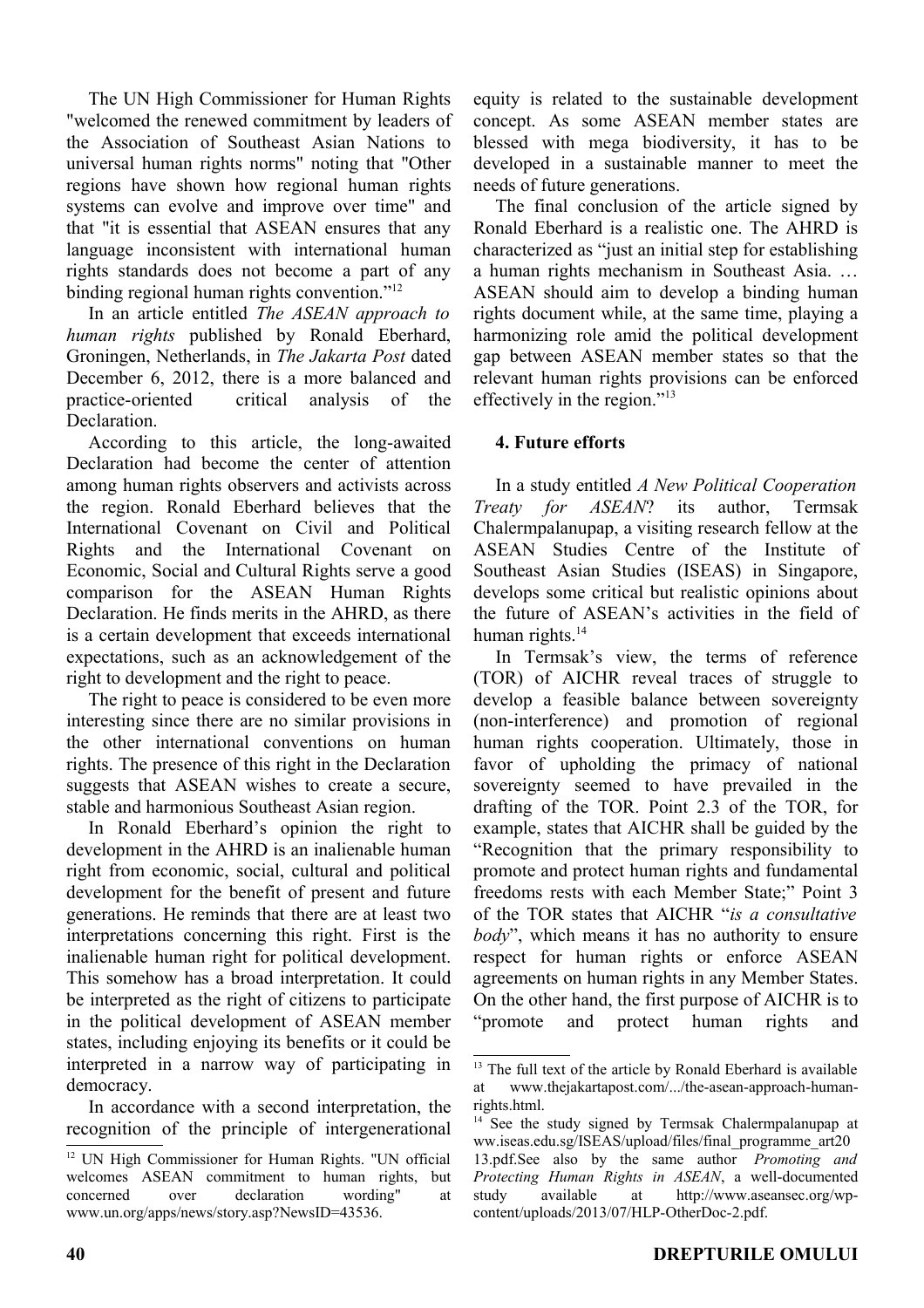The UN High Commissioner for Human Rights "welcomed the renewed commitment by leaders of the Association of Southeast Asian Nations to universal human rights norms" noting that "Other regions have shown how regional human rights systems can evolve and improve over time" and that "it is essential that ASEAN ensures that any language inconsistent with international human rights standards does not become a part of any binding regional human rights convention."[12]

In an article entitled *The ASEAN approach to human rights* published by Ronald Eberhard, Groningen, Netherlands, in *The Jakarta Post* dated December 6, 2012, there is a more balanced and practice-oriented critical analysis of the Declaration.

According to this article, the long-awaited Declaration had become the center of attention among human rights observers and activists across the region. Ronald Eberhard believes that the International Covenant on Civil and Political Rights and the International Covenant on Economic, Social and Cultural Rights serve a good comparison for the ASEAN Human Rights Declaration. He finds merits in the AHRD, as there is a certain development that exceeds international expectations, such as an acknowledgement of the right to development and the right to peace.

The right to peace is considered to be even more interesting since there are no similar provisions in the other international conventions on human rights. The presence of this right in the Declaration suggests that ASEAN wishes to create a secure, stable and harmonious Southeast Asian region.

In Ronald Eberhard's opinion the right to development in the AHRD is an inalienable human right from economic, social, cultural and political development for the benefit of present and future generations. He reminds that there are at least two interpretations concerning this right. First is the inalienable human right for political development. This somehow has a broad interpretation. It could be interpreted as the right of citizens to participate in the political development of ASEAN member states, including enjoying its benefits or it could be interpreted in a narrow way of participating in democracy.

In accordance with a second interpretation, the recognition of the principle of intergenerational equity is related to the sustainable development concept. As some ASEAN member states are blessed with mega biodiversity, it has to be developed in a sustainable manner to meet the needs of future generations.

The final conclusion of the article signed by Ronald Eberhard is a realistic one. The AHRD is characterized as "just an initial step for establishing a human rights mechanism in Southeast Asia. … ASEAN should aim to develop a binding human rights document while, at the same time, playing a harmonizing role amid the political development gap between ASEAN member states so that the relevant human rights provisions can be enforced effectively in the region."[13]

## 4. Future efforts

In a study entitled *A New Political Cooperation Treaty for ASEAN*? its author, Termsak Chalermpalanupap, a visiting research fellow at the ASEAN Studies Centre of the Institute of Southeast Asian Studies (ISEAS) in Singapore, develops some critical but realistic opinions about the future of ASEAN's activities in the field of human rights.[14]

In Termsak's view, the terms of reference (TOR) of AICHR reveal traces of struggle to develop a feasible balance between sovereignty (non-interference) and promotion of regional human rights cooperation. Ultimately, those in favor of upholding the primacy of national sovereignty seemed to have prevailed in the drafting of the TOR. Point 2.3 of the TOR, for example, states that AICHR shall be guided by the "Recognition that the primary responsibility to promote and protect human rights and fundamental freedoms rests with each Member State;" Point 3 of the TOR states that AICHR "*is a consultative body*", which means it has no authority to ensure respect for human rights or enforce ASEAN agreements on human rights in any Member States. On the other hand, the first purpose of AICHR is to "promote and protect human rights and

---

[12] UN High Commissioner for Human Rights. "UN official welcomes ASEAN commitment to human rights, but concerned over declaration wording" at www.un.org/apps/news/story.asp?NewsID=43536.

[13] The full text of the article by Ronald Eberhard is available at www.thejakartapost.com/.../the-asean-approach-human-rights.html.

[14] See the study signed by Termsak Chalermpalanupap at ww.iseas.edu.sg/ISEAS/upload/files/final_programme_art2013.pdf.See also by the same author *Promoting and Protecting Human Rights in ASEAN*, a well-documented study available at http://www.aseansec.org/wp-content/uploads/2013/07/HLP-OtherDoc-2.pdf.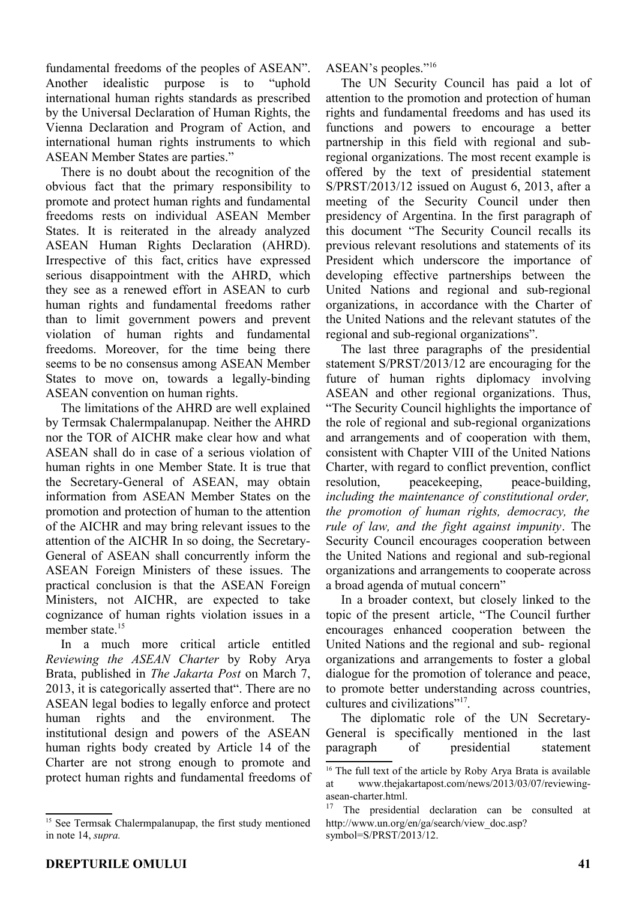fundamental freedoms of the peoples of ASEAN". Another idealistic purpose is to "uphold international human rights standards as prescribed by the Universal Declaration of Human Rights, the Vienna Declaration and Program of Action, and international human rights instruments to which ASEAN Member States are parties."

There is no doubt about the recognition of the obvious fact that the primary responsibility to promote and protect human rights and fundamental freedoms rests on individual ASEAN Member States. It is reiterated in the already analyzed ASEAN Human Rights Declaration (AHRD). Irrespective of this fact, critics have expressed serious disappointment with the AHRD, which they see as a renewed effort in ASEAN to curb human rights and fundamental freedoms rather than to limit government powers and prevent violation of human rights and fundamental freedoms. Moreover, for the time being there seems to be no consensus among ASEAN Member States to move on, towards a legally-binding ASEAN convention on human rights.

The limitations of the AHRD are well explained by Termsak Chalermpalanupap. Neither the AHRD nor the TOR of AICHR make clear how and what ASEAN shall do in case of a serious violation of human rights in one Member State. It is true that the Secretary-General of ASEAN, may obtain information from ASEAN Member States on the promotion and protection of human to the attention of the AICHR and may bring relevant issues to the attention of the AICHR In so doing, the Secretary-General of ASEAN shall concurrently inform the ASEAN Foreign Ministers of these issues. The practical conclusion is that the ASEAN Foreign Ministers, not AICHR, are expected to take cognizance of human rights violation issues in a member state.[15]

In a much more critical article entitled *Reviewing the ASEAN Charter* by Roby Arya Brata, published in *The Jakarta Post* on March 7, 2013, it is categorically asserted that". There are no ASEAN legal bodies to legally enforce and protect human rights and the environment. The institutional design and powers of the ASEAN human rights body created by Article 14 of the Charter are not strong enough to promote and protect human rights and fundamental freedoms of ASEAN's peoples."[16]

The UN Security Council has paid a lot of attention to the promotion and protection of human rights and fundamental freedoms and has used its functions and powers to encourage a better partnership in this field with regional and sub-regional organizations. The most recent example is offered by the text of presidential statement S/PRST/2013/12 issued on August 6, 2013, after a meeting of the Security Council under then presidency of Argentina. In the first paragraph of this document "The Security Council recalls its previous relevant resolutions and statements of its President which underscore the importance of developing effective partnerships between the United Nations and regional and sub-regional organizations, in accordance with the Charter of the United Nations and the relevant statutes of the regional and sub-regional organizations".

The last three paragraphs of the presidential statement S/PRST/2013/12 are encouraging for the future of human rights diplomacy involving ASEAN and other regional organizations. Thus, "The Security Council highlights the importance of the role of regional and sub-regional organizations and arrangements and of cooperation with them, consistent with Chapter VIII of the United Nations Charter, with regard to conflict prevention, conflict resolution, peacekeeping, peace-building, *including the maintenance of constitutional order, the promotion of human rights, democracy, the rule of law, and the fight against impunity*. The Security Council encourages cooperation between the United Nations and regional and sub-regional organizations and arrangements to cooperate across a broad agenda of mutual concern"

In a broader context, but closely linked to the topic of the present article, "The Council further encourages enhanced cooperation between the United Nations and the regional and sub- regional organizations and arrangements to foster a global dialogue for the promotion of tolerance and peace, to promote better understanding across countries, cultures and civilizations"[17].

The diplomatic role of the UN Secretary-General is specifically mentioned in the last paragraph of presidential statement

---

[15] See Termsak Chalermpalanupap, the first study mentioned in note 14, *supra.*

[16] The full text of the article by Roby Arya Brata is available at www.thejakartapost.com/news/2013/03/07/reviewing-asean-charter.html.

[17] The presidential declaration can be consulted at http://www.un.org/en/ga/search/view_doc.asp?symbol=S/PRST/2013/12.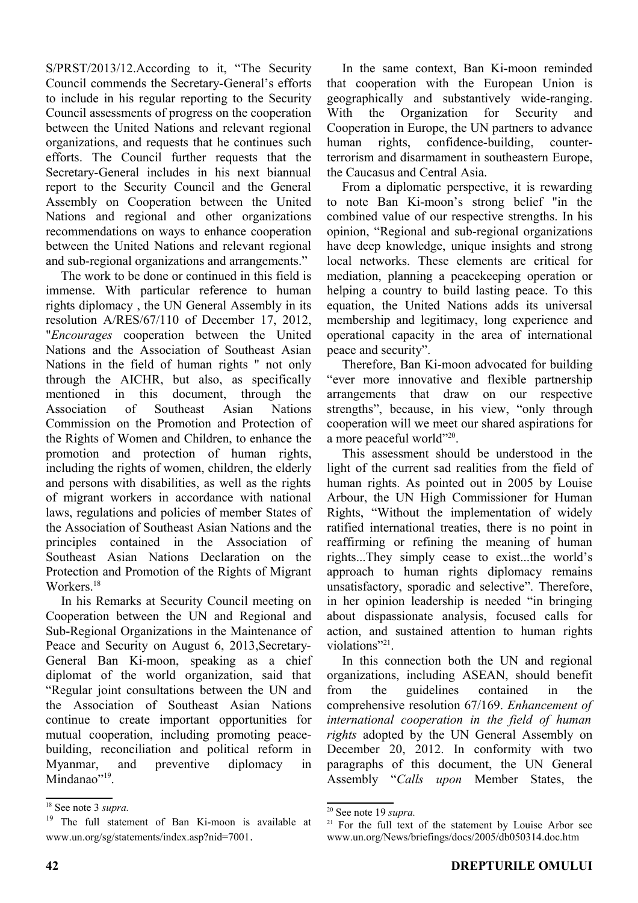S/PRST/2013/12.According to it, "The Security Council commends the Secretary-General's efforts to include in his regular reporting to the Security Council assessments of progress on the cooperation between the United Nations and relevant regional organizations, and requests that he continues such efforts. The Council further requests that the Secretary-General includes in his next biannual report to the Security Council and the General Assembly on Cooperation between the United Nations and regional and other organizations recommendations on ways to enhance cooperation between the United Nations and relevant regional and sub-regional organizations and arrangements."

The work to be done or continued in this field is immense. With particular reference to human rights diplomacy , the UN General Assembly in its resolution A/RES/67/110 of December 17, 2012, "*Encourages* cooperation between the United Nations and the Association of Southeast Asian Nations in the field of human rights " not only through the AICHR, but also, as specifically mentioned in this document, through the Association of Southeast Asian Nations Commission on the Promotion and Protection of the Rights of Women and Children, to enhance the promotion and protection of human rights, including the rights of women, children, the elderly and persons with disabilities, as well as the rights of migrant workers in accordance with national laws, regulations and policies of member States of the Association of Southeast Asian Nations and the principles contained in the Association of Southeast Asian Nations Declaration on the Protection and Promotion of the Rights of Migrant Workers.[18]

In his Remarks at Security Council meeting on Cooperation between the UN and Regional and Sub-Regional Organizations in the Maintenance of Peace and Security on August 6, 2013,Secretary-General Ban Ki-moon, speaking as a chief diplomat of the world organization, said that "Regular joint consultations between the UN and the Association of Southeast Asian Nations continue to create important opportunities for mutual cooperation, including promoting peace-building, reconciliation and political reform in Myanmar, and preventive diplomacy in Mindanao"[19].

In the same context, Ban Ki-moon reminded that cooperation with the European Union is geographically and substantively wide-ranging. With the Organization for Security and Cooperation in Europe, the UN partners to advance human rights, confidence-building, counter-terrorism and disarmament in southeastern Europe, the Caucasus and Central Asia.

From a diplomatic perspective, it is rewarding to note Ban Ki-moon's strong belief "in the combined value of our respective strengths. In his opinion, "Regional and sub-regional organizations have deep knowledge, unique insights and strong local networks. These elements are critical for mediation, planning a peacekeeping operation or helping a country to build lasting peace. To this equation, the United Nations adds its universal membership and legitimacy, long experience and operational capacity in the area of international peace and security".

Therefore, Ban Ki-moon advocated for building "ever more innovative and flexible partnership arrangements that draw on our respective strengths", because, in his view, "only through cooperation will we meet our shared aspirations for a more peaceful world"[20].

This assessment should be understood in the light of the current sad realities from the field of human rights. As pointed out in 2005 by Louise Arbour, the UN High Commissioner for Human Rights, "Without the implementation of widely ratified international treaties, there is no point in reaffirming or refining the meaning of human rights...They simply cease to exist...the world's approach to human rights diplomacy remains unsatisfactory, sporadic and selective". Therefore, in her opinion leadership is needed "in bringing about dispassionate analysis, focused calls for action, and sustained attention to human rights violations"[21].

In this connection both the UN and regional organizations, including ASEAN, should benefit from the guidelines contained in the comprehensive resolution 67/169. *Enhancement of international cooperation in the field of human rights* adopted by the UN General Assembly on December 20, 2012. In conformity with two paragraphs of this document, the UN General Assembly "*Calls upon* Member States, the

---

[18] See note 3 *supra.*

[19] The full statement of Ban Ki-moon is available at www.un.org/sg/statements/index.asp?nid=7001.

[20] See note 19 *supra.*

[21] For the full text of the statement by Louise Arbor see www.un.org/News/briefings/docs/2005/db050314.doc.htm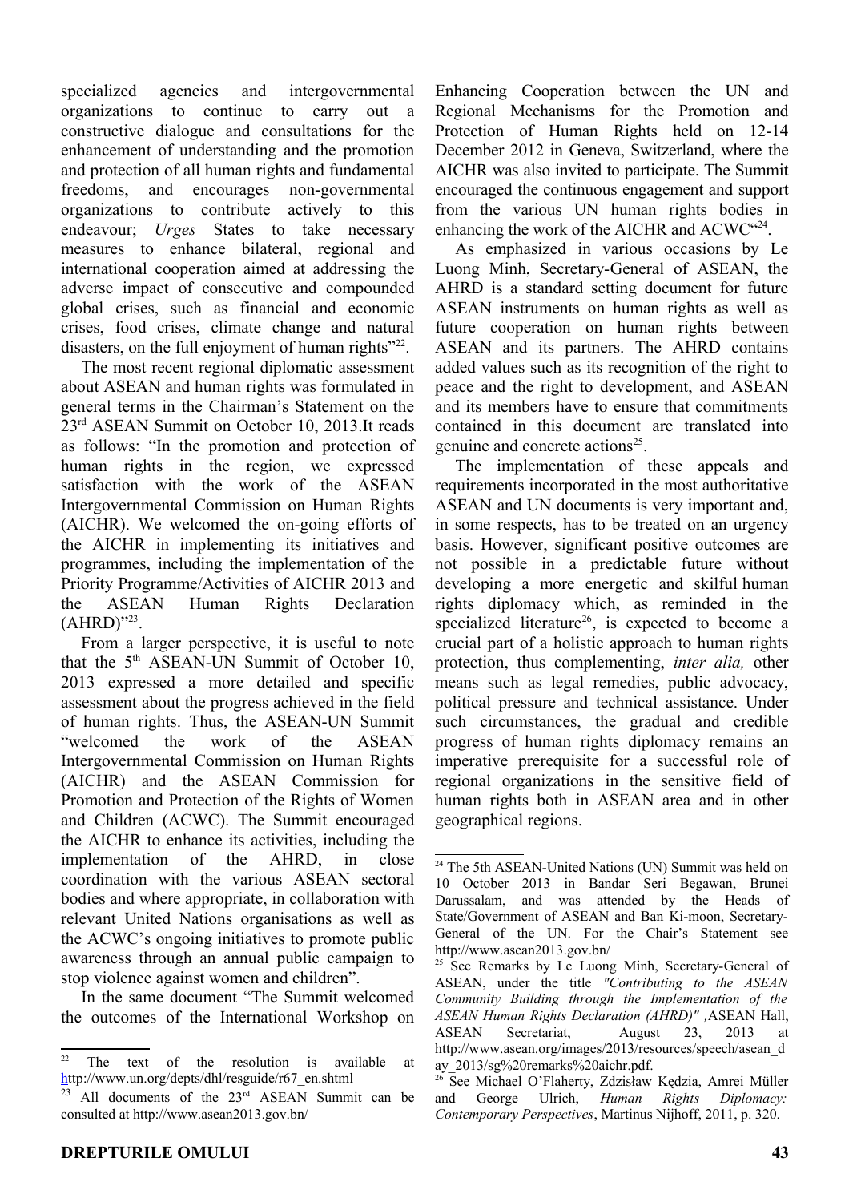specialized agencies and intergovernmental organizations to continue to carry out a constructive dialogue and consultations for the enhancement of understanding and the promotion and protection of all human rights and fundamental freedoms, and encourages non-governmental organizations to contribute actively to this endeavour; *Urges* States to take necessary measures to enhance bilateral, regional and international cooperation aimed at addressing the adverse impact of consecutive and compounded global crises, such as financial and economic crises, food crises, climate change and natural disasters, on the full enjoyment of human rights"[22].

The most recent regional diplomatic assessment about ASEAN and human rights was formulated in general terms in the Chairman's Statement on the 23rd ASEAN Summit on October 10, 2013.It reads as follows: "In the promotion and protection of human rights in the region, we expressed satisfaction with the work of the ASEAN Intergovernmental Commission on Human Rights (AICHR). We welcomed the on-going efforts of the AICHR in implementing its initiatives and programmes, including the implementation of the Priority Programme/Activities of AICHR 2013 and the ASEAN Human Rights Declaration (AHRD)"[23].

From a larger perspective, it is useful to note that the 5th ASEAN-UN Summit of October 10, 2013 expressed a more detailed and specific assessment about the progress achieved in the field of human rights. Thus, the ASEAN-UN Summit "welcomed the work of the ASEAN Intergovernmental Commission on Human Rights (AICHR) and the ASEAN Commission for Promotion and Protection of the Rights of Women and Children (ACWC). The Summit encouraged the AICHR to enhance its activities, including the implementation of the AHRD, in close coordination with the various ASEAN sectoral bodies and where appropriate, in collaboration with relevant United Nations organisations as well as the ACWC's ongoing initiatives to promote public awareness through an annual public campaign to stop violence against women and children".

In the same document "The Summit welcomed the outcomes of the International Workshop on Enhancing Cooperation between the UN and Regional Mechanisms for the Promotion and Protection of Human Rights held on 12-14 December 2012 in Geneva, Switzerland, where the AICHR was also invited to participate. The Summit encouraged the continuous engagement and support from the various UN human rights bodies in enhancing the work of the AICHR and ACWC"[24].

As emphasized in various occasions by Le Luong Minh, Secretary-General of ASEAN, the AHRD is a standard setting document for future ASEAN instruments on human rights as well as future cooperation on human rights between ASEAN and its partners. The AHRD contains added values such as its recognition of the right to peace and the right to development, and ASEAN and its members have to ensure that commitments contained in this document are translated into genuine and concrete actions[25].

The implementation of these appeals and requirements incorporated in the most authoritative ASEAN and UN documents is very important and, in some respects, has to be treated on an urgency basis. However, significant positive outcomes are not possible in a predictable future without developing a more energetic and skilful human rights diplomacy which, as reminded in the specialized literature[26], is expected to become a crucial part of a holistic approach to human rights protection, thus complementing, *inter alia,* other means such as legal remedies, public advocacy, political pressure and technical assistance. Under such circumstances, the gradual and credible progress of human rights diplomacy remains an imperative prerequisite for a successful role of regional organizations in the sensitive field of human rights both in ASEAN area and in other geographical regions.

---

[22] The text of the resolution is available at http://www.un.org/depts/dhl/resguide/r67_en.shtml

[23] All documents of the 23rd ASEAN Summit can be consulted at http://www.asean2013.gov.bn/

[24] The 5th ASEAN-United Nations (UN) Summit was held on 10 October 2013 in Bandar Seri Begawan, Brunei Darussalam, and was attended by the Heads of State/Government of ASEAN and Ban Ki-moon, Secretary-General of the UN. For the Chair's Statement see http://www.asean2013.gov.bn/

[25] See Remarks by Le Luong Minh, Secretary-General of ASEAN, under the title *"Contributing to the ASEAN Community Building through the Implementation of the ASEAN Human Rights Declaration (AHRD)"* ,ASEAN Hall, ASEAN Secretariat, August 23, 2013 at http://www.asean.org/images/2013/resources/speech/asean_day_2013/sg%20remarks%20aichr.pdf.

[26] See Michael O'Flaherty, Zdzisław Kędzia, Amrei Müller and George Ulrich, *Human Rights Diplomacy: Contemporary Perspectives*, Martinus Nijhoff, 2011, p. 320.